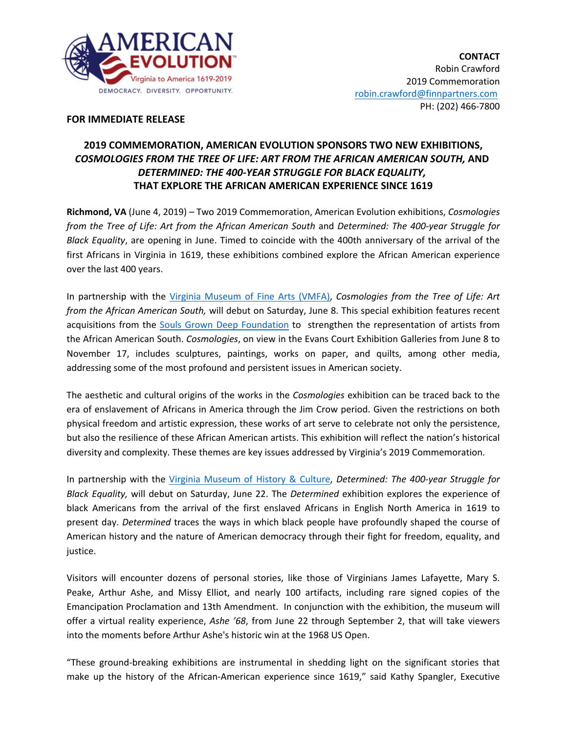AMERICAN EVOLUTION™
Virginia to America 1619-2019
DEMOCRACY. DIVERSITY. OPPORTUNITY.

**CONTACT**
Robin Crawford
2019 Commemoration
robin.crawford@finnpartners.com
PH: (202) 466-7800

**FOR IMMEDIATE RELEASE**

## 2019 COMMEMORATION, AMERICAN EVOLUTION SPONSORS TWO NEW EXHIBITIONS, *COSMOLOGIES FROM THE TREE OF LIFE: ART FROM THE AFRICAN AMERICAN SOUTH,* AND *DETERMINED: THE 400-YEAR STRUGGLE FOR BLACK EQUALITY,* THAT EXPLORE THE AFRICAN AMERICAN EXPERIENCE SINCE 1619

**Richmond, VA** (June 4, 2019) – Two 2019 Commemoration, American Evolution exhibitions, *Cosmologies from the Tree of Life: Art from the African American South* and *Determined: The 400-year Struggle for Black Equality*, are opening in June. Timed to coincide with the 400th anniversary of the arrival of the first Africans in Virginia in 1619, these exhibitions combined explore the African American experience over the last 400 years.

In partnership with the Virginia Museum of Fine Arts (VMFA), *Cosmologies from the Tree of Life: Art from the African American South,* will debut on Saturday, June 8. This special exhibition features recent acquisitions from the Souls Grown Deep Foundation to strengthen the representation of artists from the African American South. *Cosmologies*, on view in the Evans Court Exhibition Galleries from June 8 to November 17, includes sculptures, paintings, works on paper, and quilts, among other media, addressing some of the most profound and persistent issues in American society.

The aesthetic and cultural origins of the works in the *Cosmologies* exhibition can be traced back to the era of enslavement of Africans in America through the Jim Crow period. Given the restrictions on both physical freedom and artistic expression, these works of art serve to celebrate not only the persistence, but also the resilience of these African American artists. This exhibition will reflect the nation's historical diversity and complexity. These themes are key issues addressed by Virginia's 2019 Commemoration.

In partnership with the Virginia Museum of History & Culture, *Determined: The 400-year Struggle for Black Equality,* will debut on Saturday, June 22. The *Determined* exhibition explores the experience of black Americans from the arrival of the first enslaved Africans in English North America in 1619 to present day. *Determined* traces the ways in which black people have profoundly shaped the course of American history and the nature of American democracy through their fight for freedom, equality, and justice.

Visitors will encounter dozens of personal stories, like those of Virginians James Lafayette, Mary S. Peake, Arthur Ashe, and Missy Elliot, and nearly 100 artifacts, including rare signed copies of the Emancipation Proclamation and 13th Amendment. In conjunction with the exhibition, the museum will offer a virtual reality experience, *Ashe '68*, from June 22 through September 2, that will take viewers into the moments before Arthur Ashe's historic win at the 1968 US Open.

"These ground-breaking exhibitions are instrumental in shedding light on the significant stories that make up the history of the African-American experience since 1619," said Kathy Spangler, Executive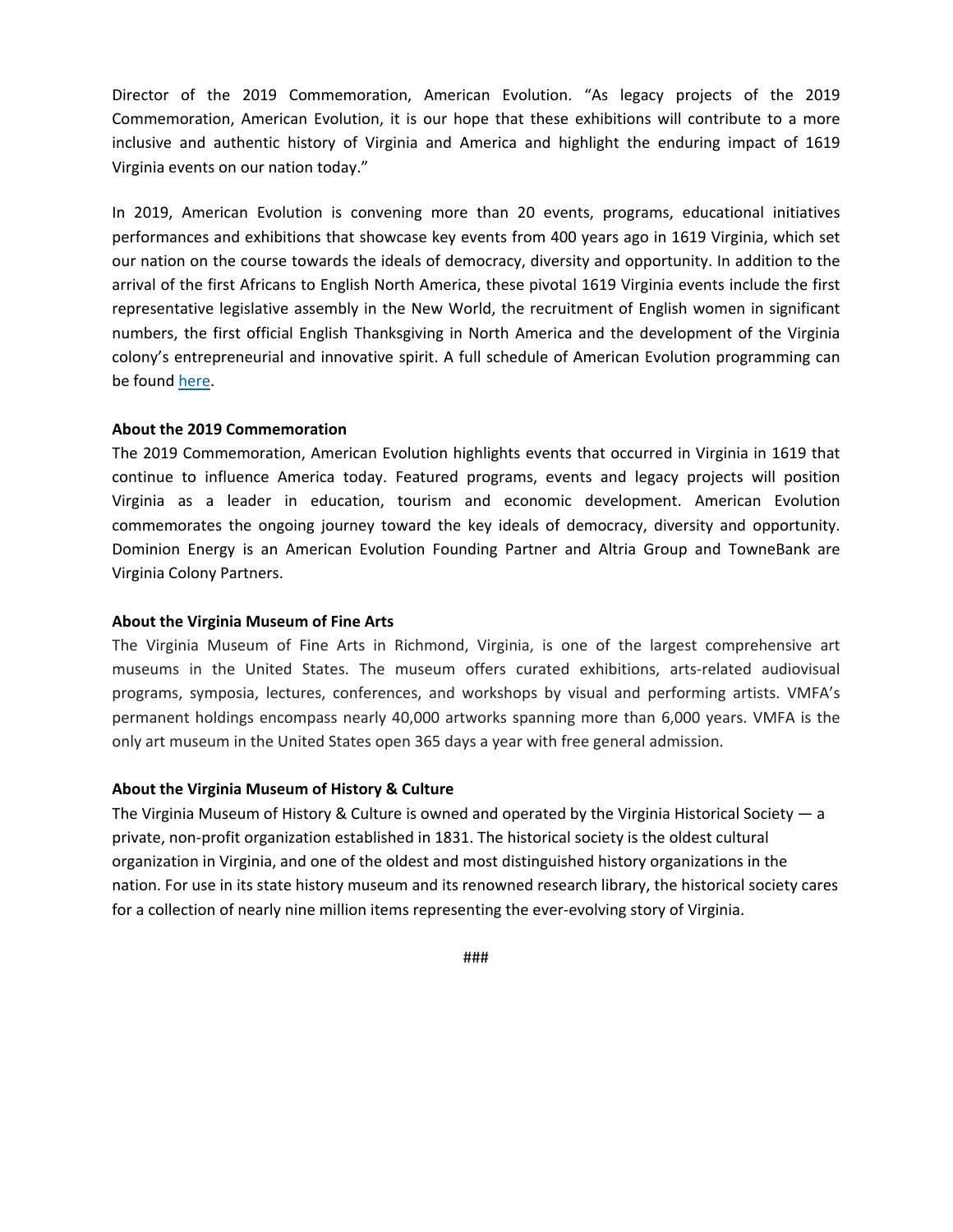Director of the 2019 Commemoration, American Evolution. "As legacy projects of the 2019 Commemoration, American Evolution, it is our hope that these exhibitions will contribute to a more inclusive and authentic history of Virginia and America and highlight the enduring impact of 1619 Virginia events on our nation today."

In 2019, American Evolution is convening more than 20 events, programs, educational initiatives performances and exhibitions that showcase key events from 400 years ago in 1619 Virginia, which set our nation on the course towards the ideals of democracy, diversity and opportunity. In addition to the arrival of the first Africans to English North America, these pivotal 1619 Virginia events include the first representative legislative assembly in the New World, the recruitment of English women in significant numbers, the first official English Thanksgiving in North America and the development of the Virginia colony's entrepreneurial and innovative spirit. A full schedule of American Evolution programming can be found here.

**About the 2019 Commemoration**

The 2019 Commemoration, American Evolution highlights events that occurred in Virginia in 1619 that continue to influence America today. Featured programs, events and legacy projects will position Virginia as a leader in education, tourism and economic development. American Evolution commemorates the ongoing journey toward the key ideals of democracy, diversity and opportunity. Dominion Energy is an American Evolution Founding Partner and Altria Group and TowneBank are Virginia Colony Partners.

**About the Virginia Museum of Fine Arts**

The Virginia Museum of Fine Arts in Richmond, Virginia, is one of the largest comprehensive art museums in the United States. The museum offers curated exhibitions, arts-related audiovisual programs, symposia, lectures, conferences, and workshops by visual and performing artists. VMFA's permanent holdings encompass nearly 40,000 artworks spanning more than 6,000 years. VMFA is the only art museum in the United States open 365 days a year with free general admission.

**About the Virginia Museum of History & Culture**

The Virginia Museum of History & Culture is owned and operated by the Virginia Historical Society — a private, non-profit organization established in 1831. The historical society is the oldest cultural organization in Virginia, and one of the oldest and most distinguished history organizations in the nation. For use in its state history museum and its renowned research library, the historical society cares for a collection of nearly nine million items representing the ever-evolving story of Virginia.

###